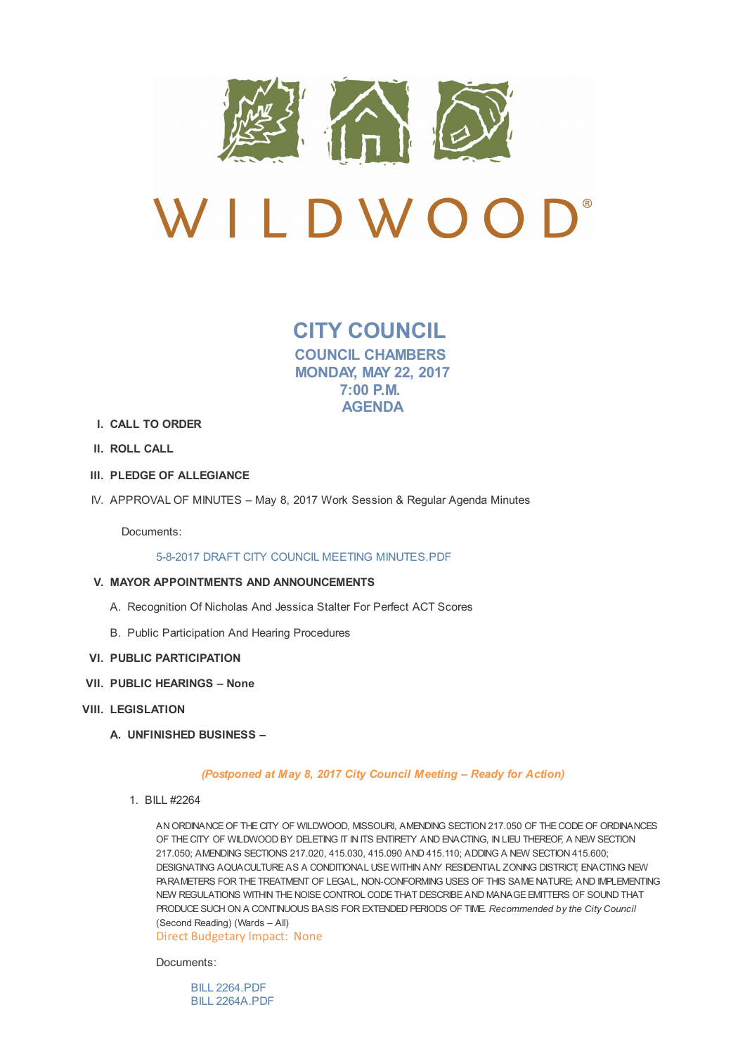# WILDWOOD®

## CITY COUNCIL
### COUNCIL CHAMBERS
### MONDAY, MAY 22, 2017
### 7:00 P.M.
### AGENDA

I. **CALL TO ORDER**

II. **ROLL CALL**

III. **PLEDGE OF ALLEGIANCE**

IV. APPROVAL OF MINUTES – May 8, 2017 Work Session & Regular Agenda Minutes

Documents:

5-8-2017 DRAFT CITY COUNCIL MEETING MINUTES.PDF

V. **MAYOR APPOINTMENTS AND ANNOUNCEMENTS**

A. Recognition Of Nicholas And Jessica Stalter For Perfect ACT Scores

B. Public Participation And Hearing Procedures

VI. **PUBLIC PARTICIPATION**

VII. **PUBLIC HEARINGS – None**

VIII. **LEGISLATION**

A. **UNFINISHED BUSINESS –**

***(Postponed at May 8, 2017 City Council Meeting – Ready for Action)***

1. BILL #2264

AN ORDINANCE OF THE CITY OF WILDWOOD, MISSOURI, AMENDING SECTION 217.050 OF THE CODE OF ORDINANCES OF THE CITY OF WILDWOOD BY DELETING IT IN ITS ENTIRETY AND ENACTING, IN LIEU THEREOF, A NEW SECTION 217.050; AMENDING SECTIONS 217.020, 415.030, 415.090 AND 415.110; ADDING A NEW SECTION 415.600; DESIGNATING AQUACULTURE AS A CONDITIONAL USE WITHIN ANY RESIDENTIAL ZONING DISTRICT; ENACTING NEW PARAMETERS FOR THE TREATMENT OF LEGAL, NON-CONFORMING USES OF THIS SAME NATURE; AND IMPLEMENTING NEW REGULATIONS WITHIN THE NOISE CONTROL CODE THAT DESCRIBE AND MANAGE EMITTERS OF SOUND THAT PRODUCE SUCH ON A CONTINUOUS BASIS FOR EXTENDED PERIODS OF TIME. *Recommended by the City Council* (Second Reading) (Wards – All)
Direct Budgetary Impact: None

Documents:

BILL 2264.PDF
BILL 2264A.PDF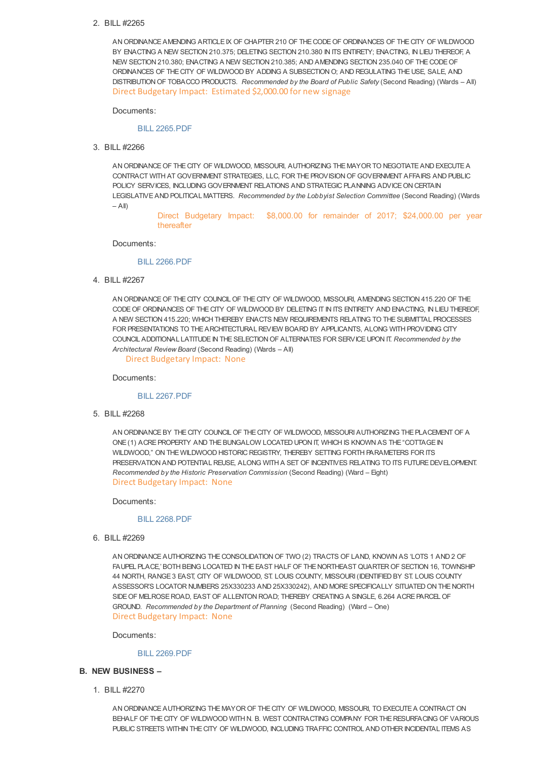2. BILL #2265

   AN ORDINANCE AMENDING ARTICLE IX OF CHAPTER 210 OF THE CODE OF ORDINANCES OF THE CITY OF WILDWOOD BY ENACTING A NEW SECTION 210.375; DELETING SECTION 210.380 IN ITS ENTIRETY; ENACTING, IN LIEU THEREOF, A NEW SECTION 210.380; ENACTING A NEW SECTION 210.385; AND AMENDING SECTION 235.040 OF THE CODE OF ORDINANCES OF THE CITY OF WILDWOOD BY ADDING A SUBSECTION O; AND REGULATING THE USE, SALE, AND DISTRIBUTION OF TOBACCO PRODUCTS. *Recommended by the Board of Public Safety* (Second Reading) (Wards – All)
   Direct Budgetary Impact: Estimated $2,000.00 for new signage

   Documents:

   BILL 2265.PDF

3. BILL #2266

   AN ORDINANCE OF THE CITY OF WILDWOOD, MISSOURI, AUTHORIZING THE MAYOR TO NEGOTIATE AND EXECUTE A CONTRACT WITH AT GOVERNMENT STRATEGIES, LLC, FOR THE PROVISION OF GOVERNMENT AFFAIRS AND PUBLIC POLICY SERVICES, INCLUDING GOVERNMENT RELATIONS AND STRATEGIC PLANNING ADVICE ON CERTAIN LEGISLATIVE AND POLITICAL MATTERS. *Recommended by the Lobbyist Selection Committee* (Second Reading) (Wards – All)
   Direct Budgetary Impact: $8,000.00 for remainder of 2017; $24,000.00 per year thereafter

   Documents:

   BILL 2266.PDF

4. BILL #2267

   AN ORDINANCE OF THE CITY COUNCIL OF THE CITY OF WILDWOOD, MISSOURI, AMENDING SECTION 415.220 OF THE CODE OF ORDINANCES OF THE CITY OF WILDWOOD BY DELETING IT IN ITS ENTIRETY AND ENACTING, IN LIEU THEREOF, A NEW SECTION 415.220; WHICH THEREBY ENACTS NEW REQUIREMENTS RELATING TO THE SUBMITTAL PROCESSES FOR PRESENTATIONS TO THE ARCHITECTURAL REVIEW BOARD BY APPLICANTS, ALONG WITH PROVIDING CITY COUNCIL ADDITIONAL LATITUDE IN THE SELECTION OF ALTERNATES FOR SERVICE UPON IT. *Recommended by the Architectural Review Board* (Second Reading) (Wards – All)
   Direct Budgetary Impact: None

   Documents:

   BILL 2267.PDF

5. BILL #2268

   AN ORDINANCE BY THE CITY COUNCIL OF THE CITY OF WILDWOOD, MISSOURI AUTHORIZING THE PLACEMENT OF A ONE (1) ACRE PROPERTY AND THE BUNGALOW LOCATED UPON IT, WHICH IS KNOWN AS THE "COTTAGE IN WILDWOOD," ON THE WILDWOOD HISTORIC REGISTRY, THEREBY SETTING FORTH PARAMETERS FOR ITS PRESERVATION AND POTENTIAL REUSE, ALONG WITH A SET OF INCENTIVES RELATING TO ITS FUTURE DEVELOPMENT. *Recommended by the Historic Preservation Commission* (Second Reading) (Ward – Eight)
   Direct Budgetary Impact: None

   Documents:

   BILL 2268.PDF

6. BILL #2269

   AN ORDINANCE AUTHORIZING THE CONSOLIDATION OF TWO (2) TRACTS OF LAND, KNOWN AS 'LOTS 1 AND 2 OF FAUPEL PLACE,' BOTH BEING LOCATED IN THE EAST HALF OF THE NORTHEAST QUARTER OF SECTION 16, TOWNSHIP 44 NORTH, RANGE 3 EAST, CITY OF WILDWOOD, ST. LOUIS COUNTY, MISSOURI (IDENTIFIED BY ST. LOUIS COUNTY ASSESSOR'S LOCATOR NUMBERS 25X330233 AND 25X330242), AND MORE SPECIFICALLY SITUATED ON THE NORTH SIDE OF MELROSE ROAD, EAST OF ALLENTON ROAD; THEREBY CREATING A SINGLE, 6.264 ACRE PARCEL OF GROUND. *Recommended by the Department of Planning* (Second Reading) (Ward – One)
   Direct Budgetary Impact: None

   Documents:

   BILL 2269.PDF

**B. NEW BUSINESS –**

1. BILL #2270

   AN ORDINANCE AUTHORIZING THE MAYOR OF THE CITY OF WILDWOOD, MISSOURI, TO EXECUTE A CONTRACT ON BEHALF OF THE CITY OF WILDWOOD WITH N. B. WEST CONTRACTING COMPANY FOR THE RESURFACING OF VARIOUS PUBLIC STREETS WITHIN THE CITY OF WILDWOOD, INCLUDING TRAFFIC CONTROL AND OTHER INCIDENTAL ITEMS AS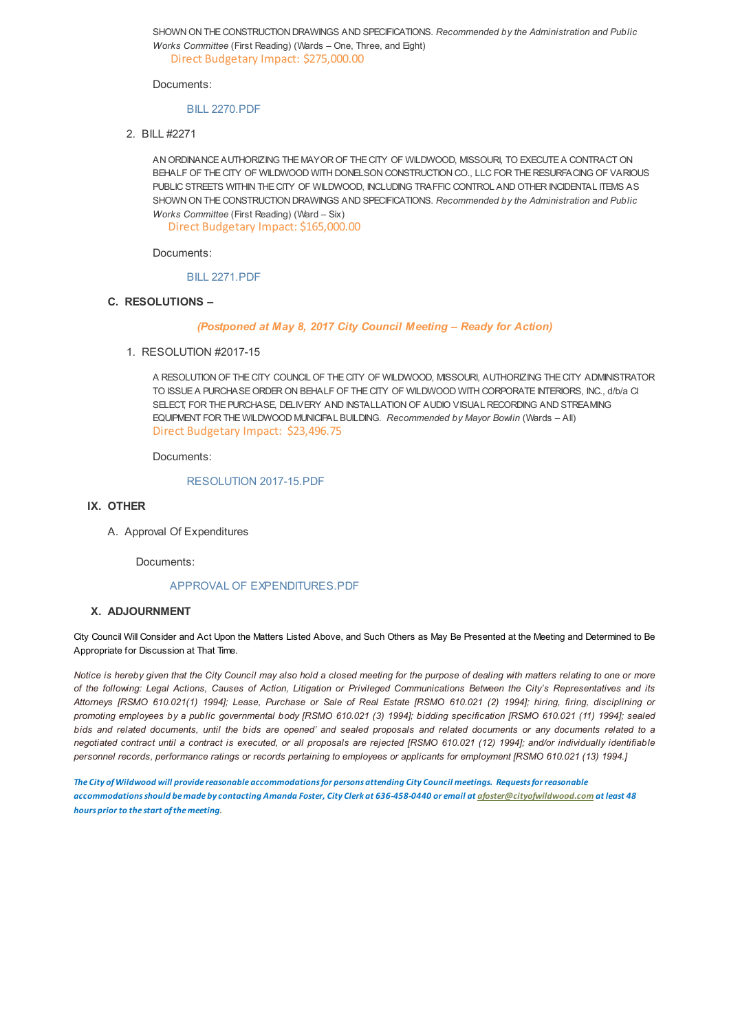SHOWN ON THE CONSTRUCTION DRAWINGS AND SPECIFICATIONS. *Recommended by the Administration and Public Works Committee* (First Reading) (Wards – One, Three, and Eight)
Direct Budgetary Impact: $275,000.00

Documents:

BILL 2270.PDF

2. BILL #2271

AN ORDINANCE AUTHORIZING THE MAYOR OF THE CITY OF WILDWOOD, MISSOURI, TO EXECUTE A CONTRACT ON BEHALF OF THE CITY OF WILDWOOD WITH DONELSON CONSTRUCTION CO., LLC FOR THE RESURFACING OF VARIOUS PUBLIC STREETS WITHIN THE CITY OF WILDWOOD, INCLUDING TRAFFIC CONTROL AND OTHER INCIDENTAL ITEMS AS SHOWN ON THE CONSTRUCTION DRAWINGS AND SPECIFICATIONS. *Recommended by the Administration and Public Works Committee* (First Reading) (Ward – Six)
Direct Budgetary Impact: $165,000.00

Documents:

BILL 2271.PDF

**C. RESOLUTIONS –**

***(Postponed at May 8, 2017 City Council Meeting – Ready for Action)***

1. RESOLUTION #2017-15

A RESOLUTION OF THE CITY COUNCIL OF THE CITY OF WILDWOOD, MISSOURI, AUTHORIZING THE CITY ADMINISTRATOR TO ISSUE A PURCHASE ORDER ON BEHALF OF THE CITY OF WILDWOOD WITH CORPORATE INTERIORS, INC., d/b/a CI SELECT, FOR THE PURCHASE, DELIVERY AND INSTALLATION OF AUDIO VISUAL RECORDING AND STREAMING EQUIPMENT FOR THE WILDWOOD MUNICIPAL BUILDING. *Recommended by Mayor Bowlin* (Wards – All)
Direct Budgetary Impact: $23,496.75

Documents:

RESOLUTION 2017-15.PDF

## IX. OTHER

A. Approval Of Expenditures

Documents:

APPROVAL OF EXPENDITURES.PDF

## X. ADJOURNMENT

City Council Will Consider and Act Upon the Matters Listed Above, and Such Others as May Be Presented at the Meeting and Determined to Be Appropriate for Discussion at That Time.

*Notice is hereby given that the City Council may also hold a closed meeting for the purpose of dealing with matters relating to one or more of the following: Legal Actions, Causes of Action, Litigation or Privileged Communications Between the City's Representatives and its Attorneys [RSMO 610.021(1) 1994]; Lease, Purchase or Sale of Real Estate [RSMO 610.021 (2) 1994]; hiring, firing, disciplining or promoting employees by a public governmental body [RSMO 610.021 (3) 1994]; bidding specification [RSMO 610.021 (11) 1994]; sealed bids and related documents, until the bids are opened' and sealed proposals and related documents or any documents related to a negotiated contract until a contract is executed, or all proposals are rejected [RSMO 610.021 (12) 1994]; and/or individually identifiable personnel records, performance ratings or records pertaining to employees or applicants for employment [RSMO 610.021 (13) 1994.]*

***The City of Wildwood will provide reasonable accommodations for persons attending City Council meetings. Requests for reasonable accommodations should be made by contacting Amanda Foster, City Clerk at 636-458-0440 or email at afoster@cityofwildwood.com at least 48 hours prior to the start of the meeting.***